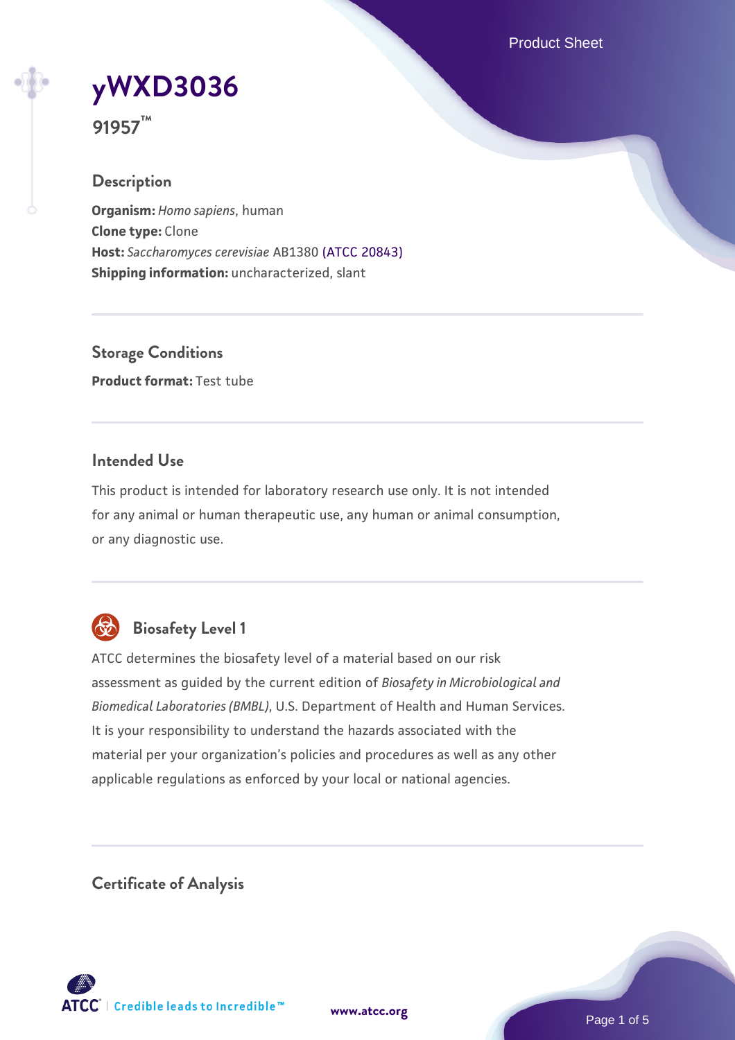# yWXD3036

**91957™**

## Description

**Organism:** *Homo sapiens*, human
**Clone type:** Clone
**Host:** *Saccharomyces cerevisiae* AB1380 (ATCC 20843)
**Shipping information:** uncharacterized, slant

## Storage Conditions

**Product format:** Test tube

## Intended Use

This product is intended for laboratory research use only. It is not intended for any animal or human therapeutic use, any human or animal consumption, or any diagnostic use.

## Biosafety Level 1

ATCC determines the biosafety level of a material based on our risk assessment as guided by the current edition of *Biosafety in Microbiological and Biomedical Laboratories (BMBL)*, U.S. Department of Health and Human Services. It is your responsibility to understand the hazards associated with the material per your organization's policies and procedures as well as any other applicable regulations as enforced by your local or national agencies.

## Certificate of Analysis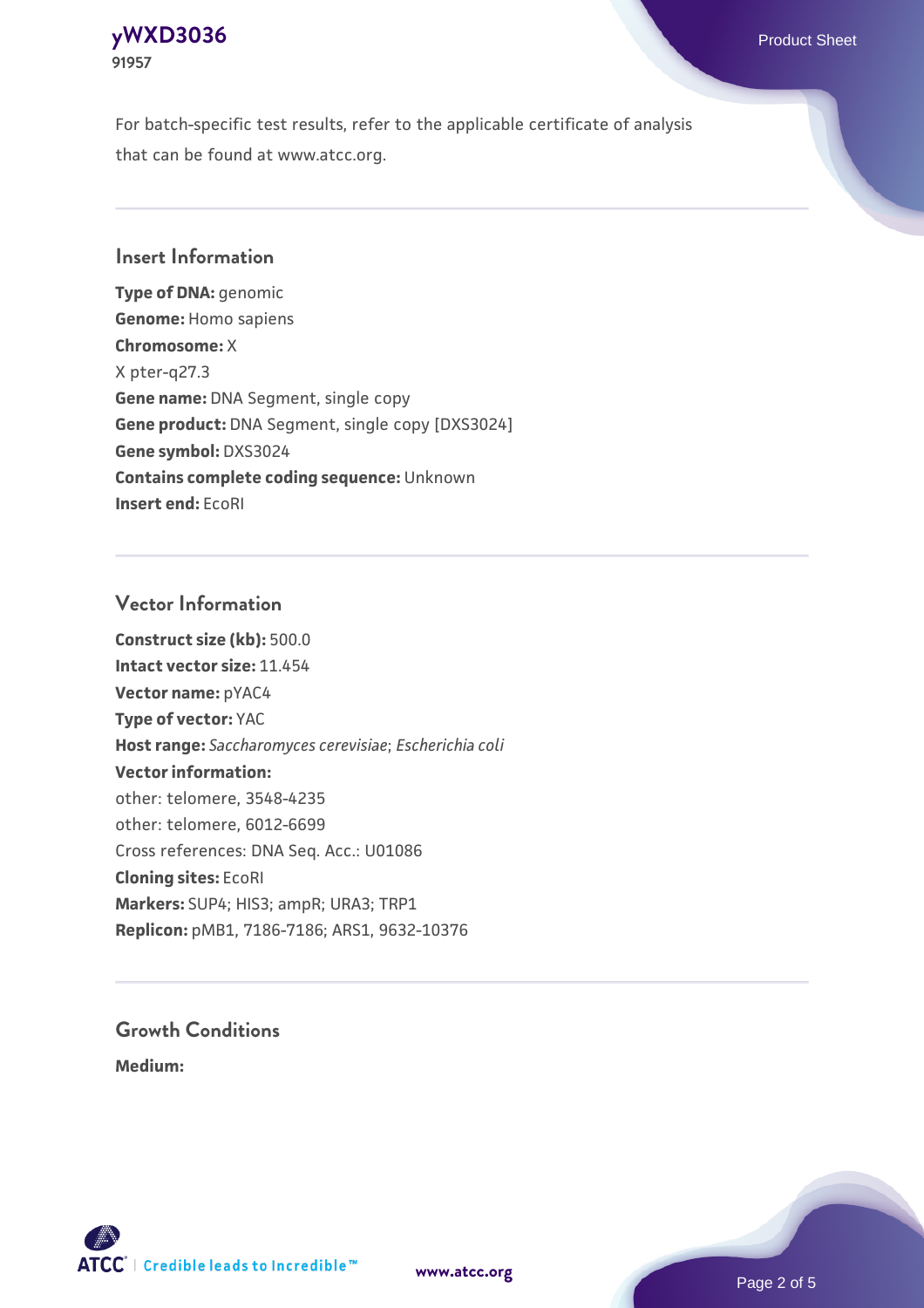For batch-specific test results, refer to the applicable certificate of analysis that can be found at www.atcc.org.

## Insert Information

**Type of DNA:** genomic
**Genome:** Homo sapiens
**Chromosome:** X
X pter-q27.3
**Gene name:** DNA Segment, single copy
**Gene product:** DNA Segment, single copy [DXS3024]
**Gene symbol:** DXS3024
**Contains complete coding sequence:** Unknown
**Insert end:** EcoRI

## Vector Information

**Construct size (kb):** 500.0
**Intact vector size:** 11.454
**Vector name:** pYAC4
**Type of vector:** YAC
**Host range:** *Saccharomyces cerevisiae*; *Escherichia coli*
**Vector information:**
other: telomere, 3548-4235
other: telomere, 6012-6699
Cross references: DNA Seq. Acc.: U01086
**Cloning sites:** EcoRI
**Markers:** SUP4; HIS3; ampR; URA3; TRP1
**Replicon:** pMB1, 7186-7186; ARS1, 9632-10376

## Growth Conditions

**Medium:**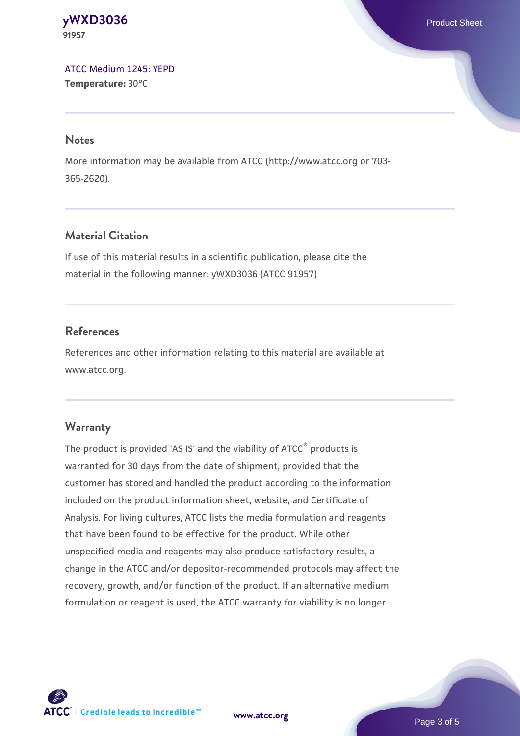ATCC Medium 1245: YEPD
**Temperature:** 30°C

## Notes

More information may be available from ATCC (http://www.atcc.org or 703-365-2620).

## Material Citation

If use of this material results in a scientific publication, please cite the material in the following manner: yWXD3036 (ATCC 91957)

## References

References and other information relating to this material are available at www.atcc.org.

## Warranty

The product is provided 'AS IS' and the viability of ATCC® products is warranted for 30 days from the date of shipment, provided that the customer has stored and handled the product according to the information included on the product information sheet, website, and Certificate of Analysis. For living cultures, ATCC lists the media formulation and reagents that have been found to be effective for the product. While other unspecified media and reagents may also produce satisfactory results, a change in the ATCC and/or depositor-recommended protocols may affect the recovery, growth, and/or function of the product. If an alternative medium formulation or reagent is used, the ATCC warranty for viability is no longer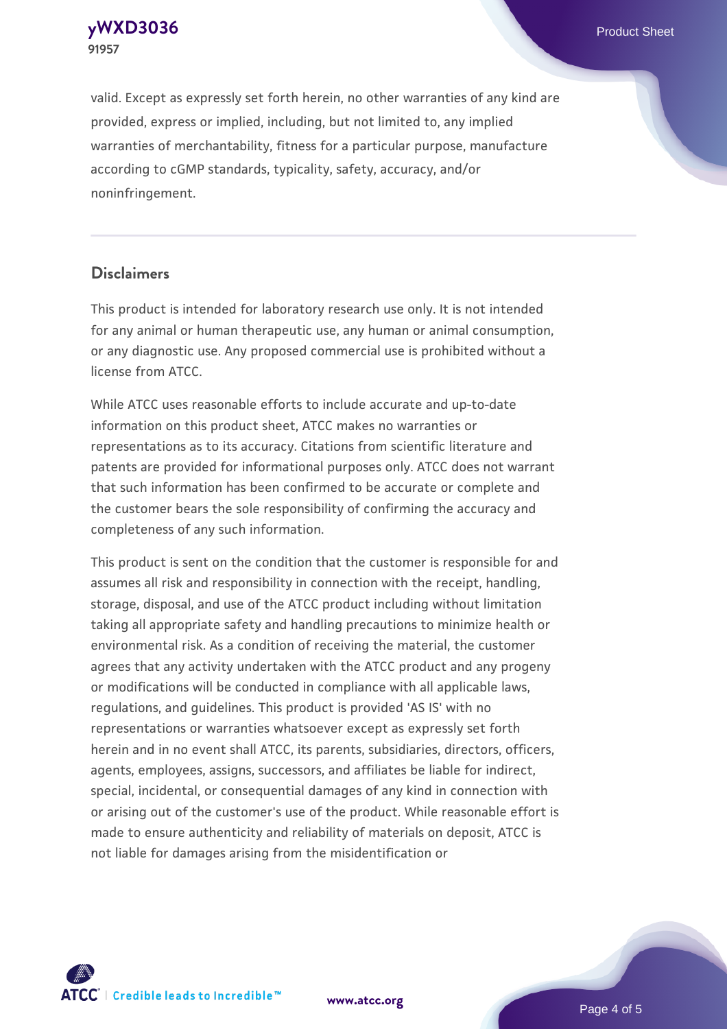valid. Except as expressly set forth herein, no other warranties of any kind are provided, express or implied, including, but not limited to, any implied warranties of merchantability, fitness for a particular purpose, manufacture according to cGMP standards, typicality, safety, accuracy, and/or noninfringement.

## Disclaimers

This product is intended for laboratory research use only. It is not intended for any animal or human therapeutic use, any human or animal consumption, or any diagnostic use. Any proposed commercial use is prohibited without a license from ATCC.

While ATCC uses reasonable efforts to include accurate and up-to-date information on this product sheet, ATCC makes no warranties or representations as to its accuracy. Citations from scientific literature and patents are provided for informational purposes only. ATCC does not warrant that such information has been confirmed to be accurate or complete and the customer bears the sole responsibility of confirming the accuracy and completeness of any such information.

This product is sent on the condition that the customer is responsible for and assumes all risk and responsibility in connection with the receipt, handling, storage, disposal, and use of the ATCC product including without limitation taking all appropriate safety and handling precautions to minimize health or environmental risk. As a condition of receiving the material, the customer agrees that any activity undertaken with the ATCC product and any progeny or modifications will be conducted in compliance with all applicable laws, regulations, and guidelines. This product is provided 'AS IS' with no representations or warranties whatsoever except as expressly set forth herein and in no event shall ATCC, its parents, subsidiaries, directors, officers, agents, employees, assigns, successors, and affiliates be liable for indirect, special, incidental, or consequential damages of any kind in connection with or arising out of the customer's use of the product. While reasonable effort is made to ensure authenticity and reliability of materials on deposit, ATCC is not liable for damages arising from the misidentification or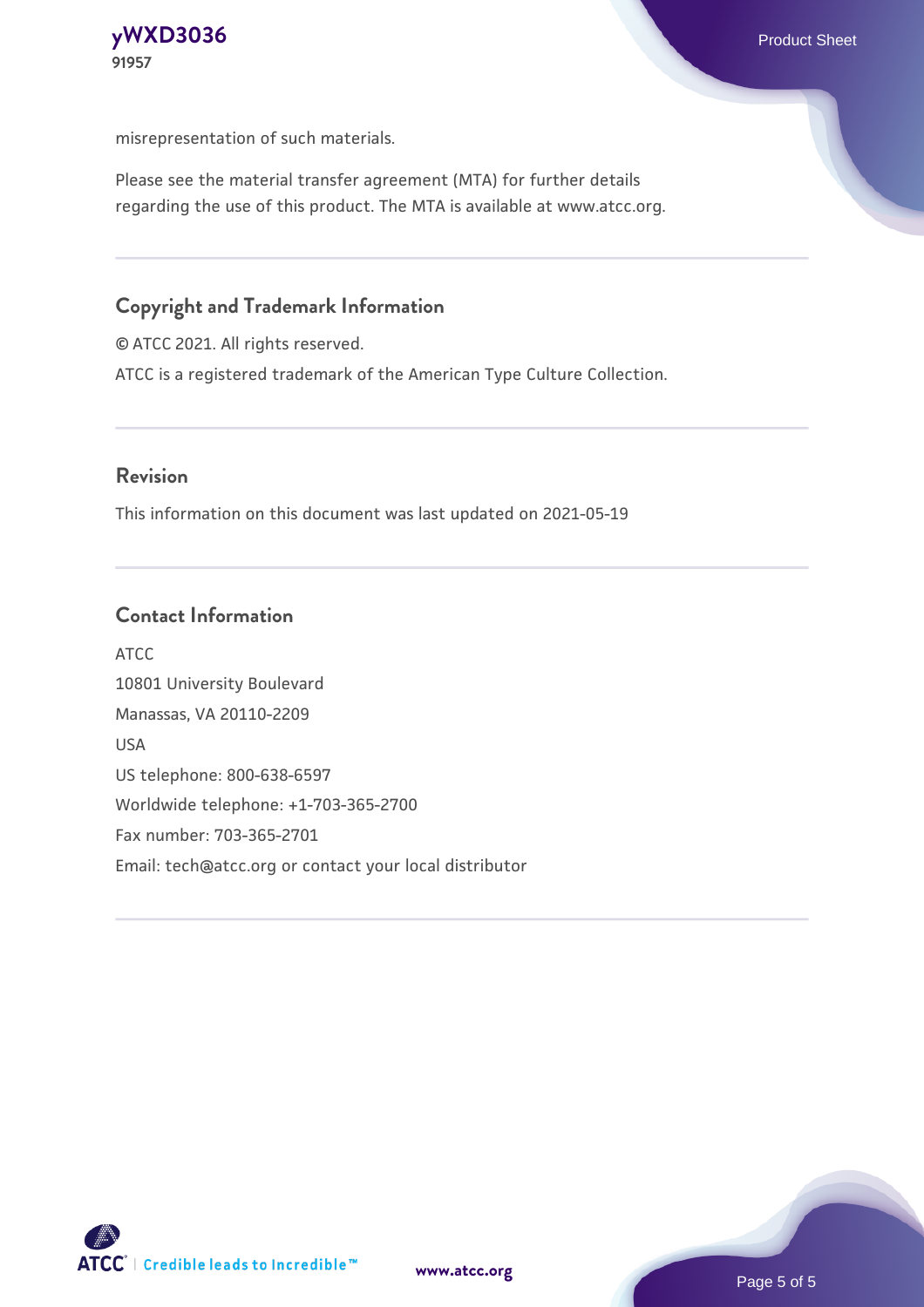misrepresentation of such materials.

Please see the material transfer agreement (MTA) for further details regarding the use of this product. The MTA is available at www.atcc.org.

## Copyright and Trademark Information

© ATCC 2021. All rights reserved.

ATCC is a registered trademark of the American Type Culture Collection.

## Revision

This information on this document was last updated on 2021-05-19

## Contact Information

ATCC
10801 University Boulevard
Manassas, VA 20110-2209
USA
US telephone: 800-638-6597
Worldwide telephone: +1-703-365-2700
Fax number: 703-365-2701
Email: tech@atcc.org or contact your local distributor